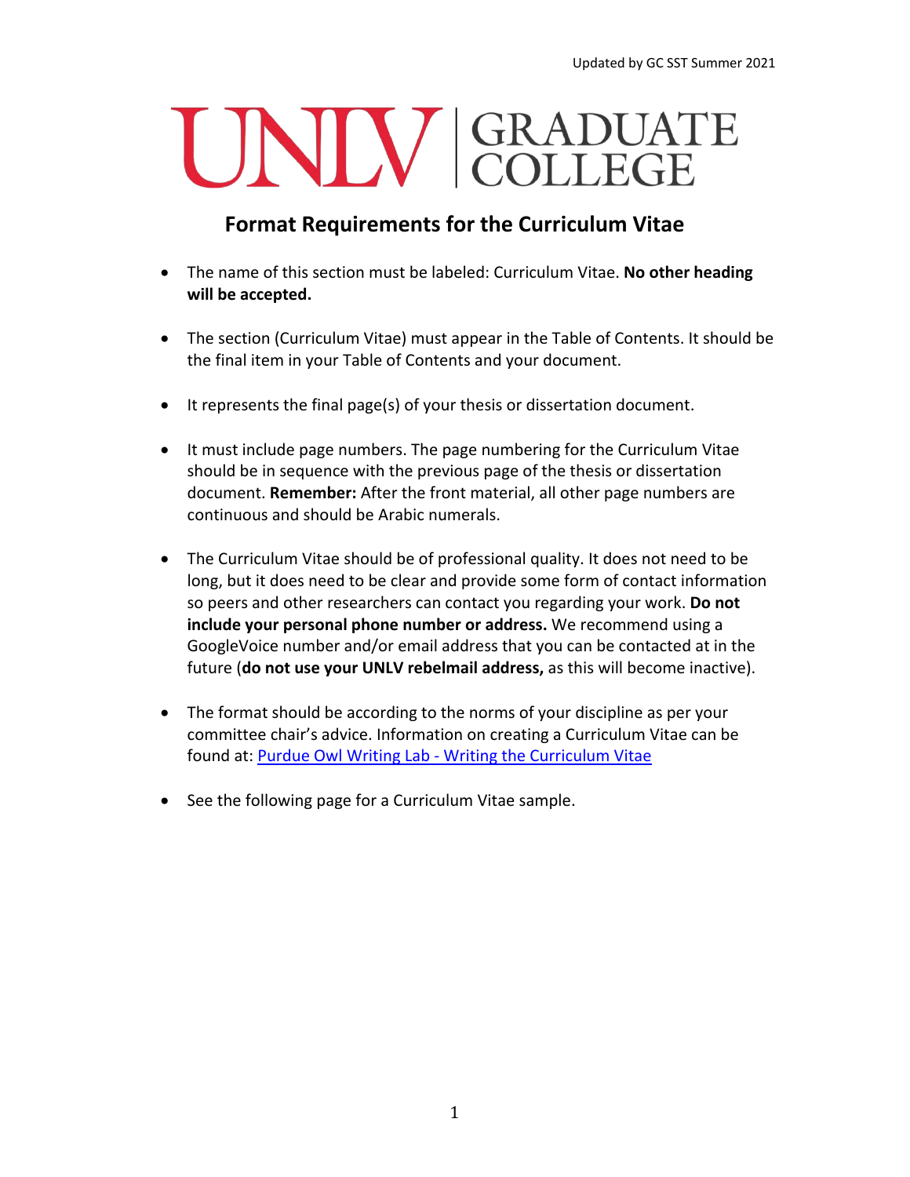Updated by GC SST Summer 2021

UNLV | GRADUATE COLLEGE

## Format Requirements for the Curriculum Vitae

- The name of this section must be labeled: Curriculum Vitae. **No other heading will be accepted.**
- The section (Curriculum Vitae) must appear in the Table of Contents. It should be the final item in your Table of Contents and your document.
- It represents the final page(s) of your thesis or dissertation document.
- It must include page numbers. The page numbering for the Curriculum Vitae should be in sequence with the previous page of the thesis or dissertation document. **Remember:** After the front material, all other page numbers are continuous and should be Arabic numerals.
- The Curriculum Vitae should be of professional quality. It does not need to be long, but it does need to be clear and provide some form of contact information so peers and other researchers can contact you regarding your work. **Do not include your personal phone number or address.** We recommend using a GoogleVoice number and/or email address that you can be contacted at in the future (**do not use your UNLV rebelmail address,** as this will become inactive).
- The format should be according to the norms of your discipline as per your committee chair's advice. Information on creating a Curriculum Vitae can be found at: Purdue Owl Writing Lab - Writing the Curriculum Vitae
- See the following page for a Curriculum Vitae sample.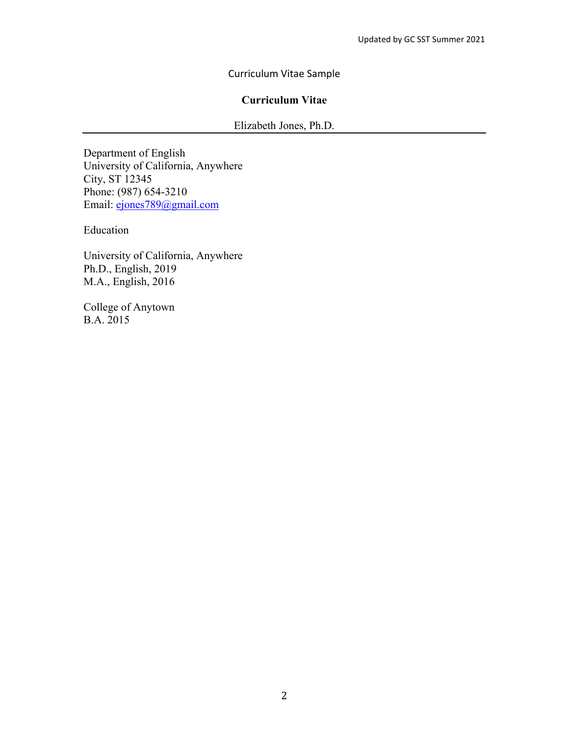Curriculum Vitae Sample

**Curriculum Vitae**

Elizabeth Jones, Ph.D.

---

Department of English
University of California, Anywhere
City, ST 12345
Phone: (987) 654-3210
Email: ejones789@gmail.com

Education

University of California, Anywhere
Ph.D., English, 2019
M.A., English, 2016

College of Anytown
B.A. 2015